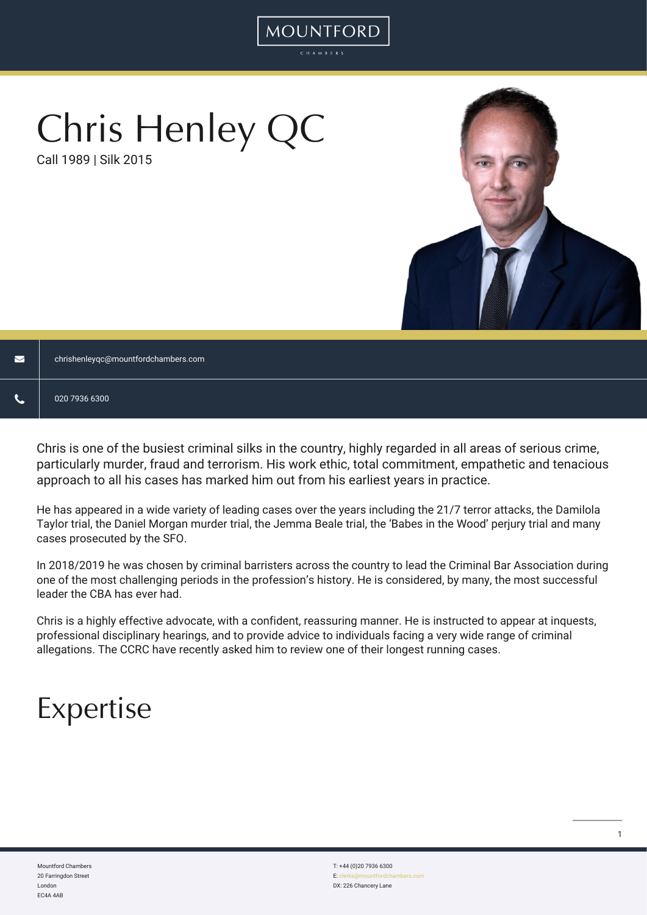# Chris Henley QC

Call 1989 | Silk 2015

chrishenleyqc@mountfordchambers.com

020 7936 6300

Chris is one of the busiest criminal silks in the country, highly regarded in all areas of serious crime, particularly murder, fraud and terrorism. His work ethic, total commitment, empathetic and tenacious approach to all his cases has marked him out from his earliest years in practice.

He has appeared in a wide variety of leading cases over the years including the 21/7 terror attacks, the Damilola Taylor trial, the Daniel Morgan murder trial, the Jemma Beale trial, the 'Babes in the Wood' perjury trial and many cases prosecuted by the SFO.

In 2018/2019 he was chosen by criminal barristers across the country to lead the Criminal Bar Association during one of the most challenging periods in the profession's history. He is considered, by many, the most successful leader the CBA has ever had.

Chris is a highly effective advocate, with a confident, reassuring manner. He is instructed to appear at inquests, professional disciplinary hearings, and to provide advice to individuals facing a very wide range of criminal allegations. The CCRC have recently asked him to review one of their longest running cases.

## Expertise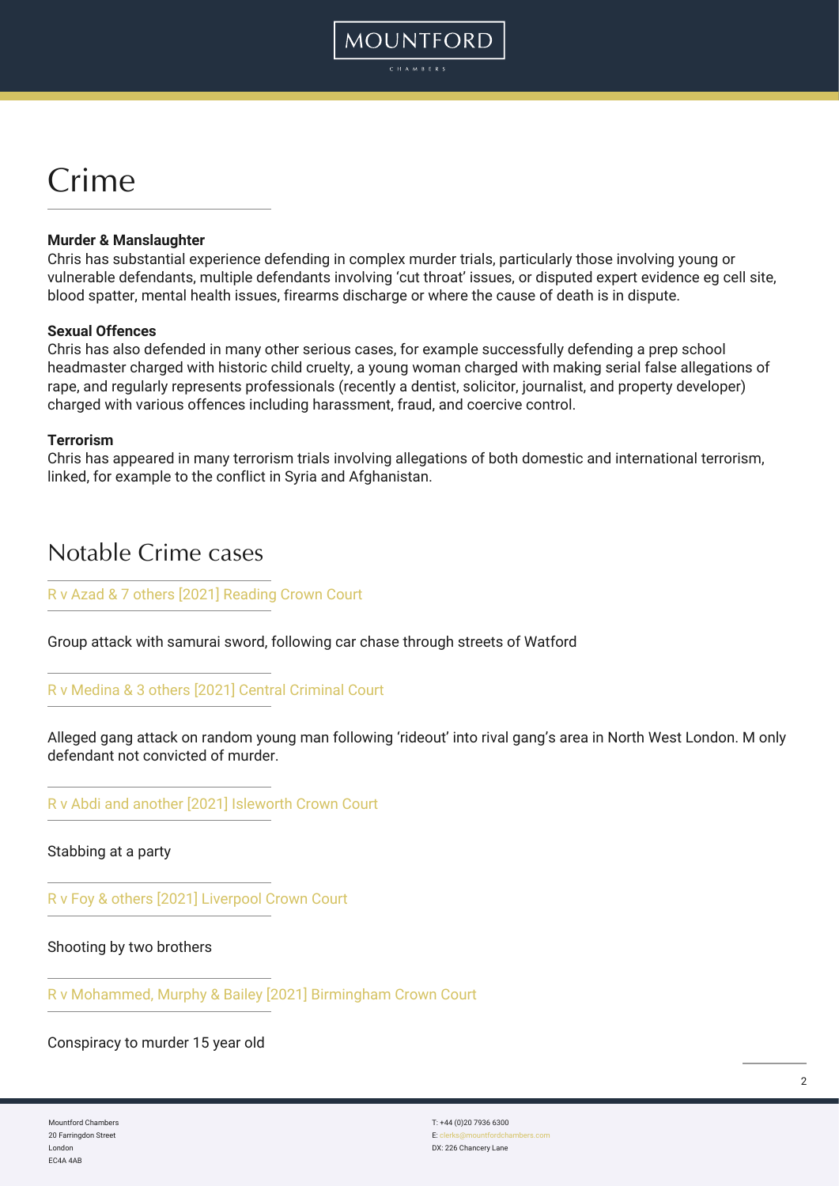# Crime

**Murder & Manslaughter**

Chris has substantial experience defending in complex murder trials, particularly those involving young or vulnerable defendants, multiple defendants involving 'cut throat' issues, or disputed expert evidence eg cell site, blood spatter, mental health issues, firearms discharge or where the cause of death is in dispute.

**Sexual Offences**

Chris has also defended in many other serious cases, for example successfully defending a prep school headmaster charged with historic child cruelty, a young woman charged with making serial false allegations of rape, and regularly represents professionals (recently a dentist, solicitor, journalist, and property developer) charged with various offences including harassment, fraud, and coercive control.

**Terrorism**

Chris has appeared in many terrorism trials involving allegations of both domestic and international terrorism, linked, for example to the conflict in Syria and Afghanistan.

# Notable Crime cases

R v Azad & 7 others [2021] Reading Crown Court

Group attack with samurai sword, following car chase through streets of Watford

R v Medina & 3 others [2021] Central Criminal Court

Alleged gang attack on random young man following 'rideout' into rival gang's area in North West London. M only defendant not convicted of murder.

R v Abdi and another [2021] Isleworth Crown Court

Stabbing at a party

R v Foy & others [2021] Liverpool Crown Court

Shooting by two brothers

R v Mohammed, Murphy & Bailey [2021] Birmingham Crown Court

Conspiracy to murder 15 year old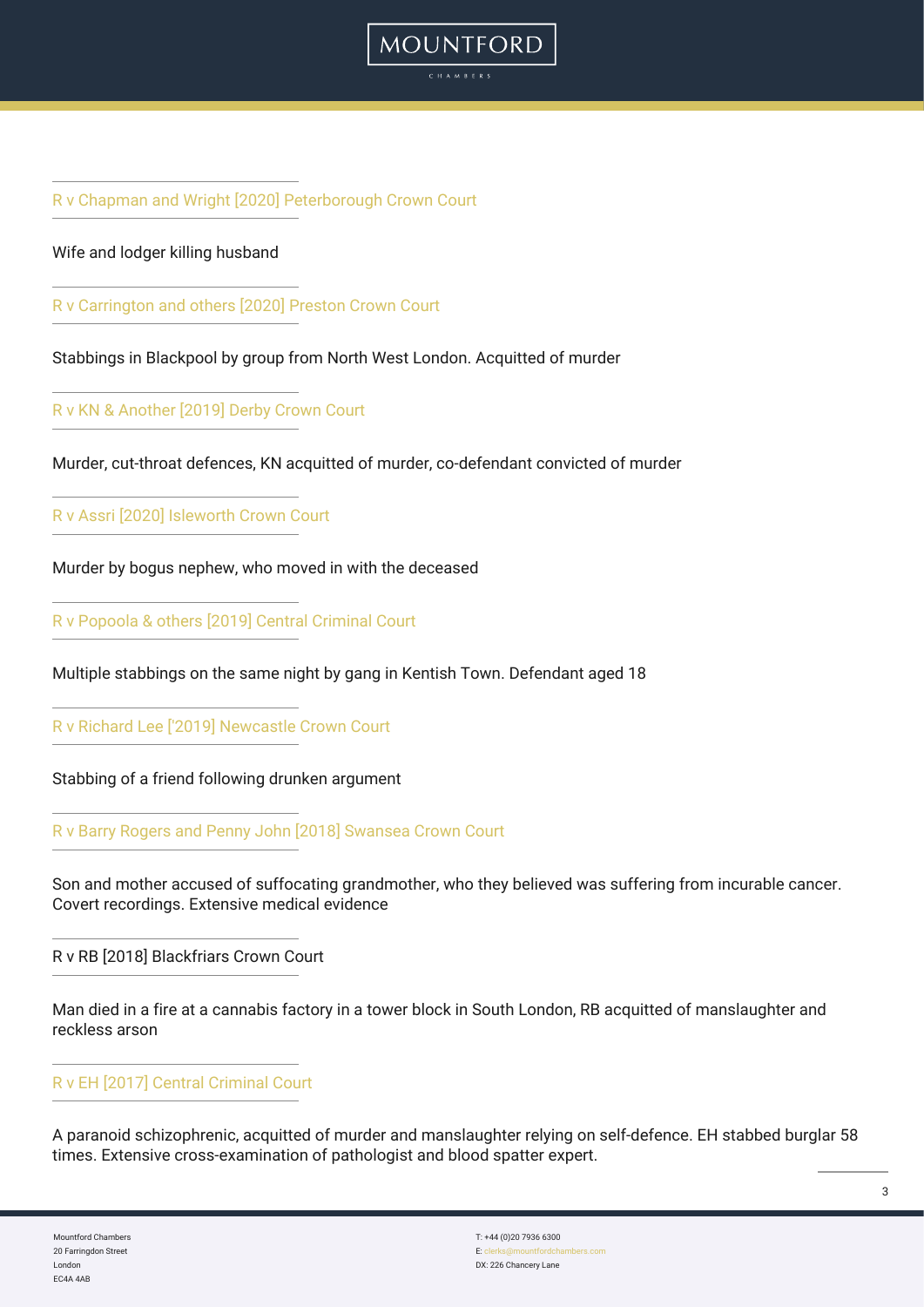### R v Chapman and Wright [2020] Peterborough Crown Court

Wife and lodger killing husband

### R v Carrington and others [2020] Preston Crown Court

Stabbings in Blackpool by group from North West London. Acquitted of murder

### R v KN & Another [2019] Derby Crown Court

Murder, cut-throat defences, KN acquitted of murder, co-defendant convicted of murder

### R v Assri [2020] Isleworth Crown Court

Murder by bogus nephew, who moved in with the deceased

### R v Popoola & others [2019] Central Criminal Court

Multiple stabbings on the same night by gang in Kentish Town. Defendant aged 18

### R v Richard Lee ['2019] Newcastle Crown Court

Stabbing of a friend following drunken argument

### R v Barry Rogers and Penny John [2018] Swansea Crown Court

Son and mother accused of suffocating grandmother, who they believed was suffering from incurable cancer. Covert recordings. Extensive medical evidence

### R v RB [2018] Blackfriars Crown Court

Man died in a fire at a cannabis factory in a tower block in South London, RB acquitted of manslaughter and reckless arson

### R v EH [2017] Central Criminal Court

A paranoid schizophrenic, acquitted of murder and manslaughter relying on self-defence. EH stabbed burglar 58 times. Extensive cross-examination of pathologist and blood spatter expert.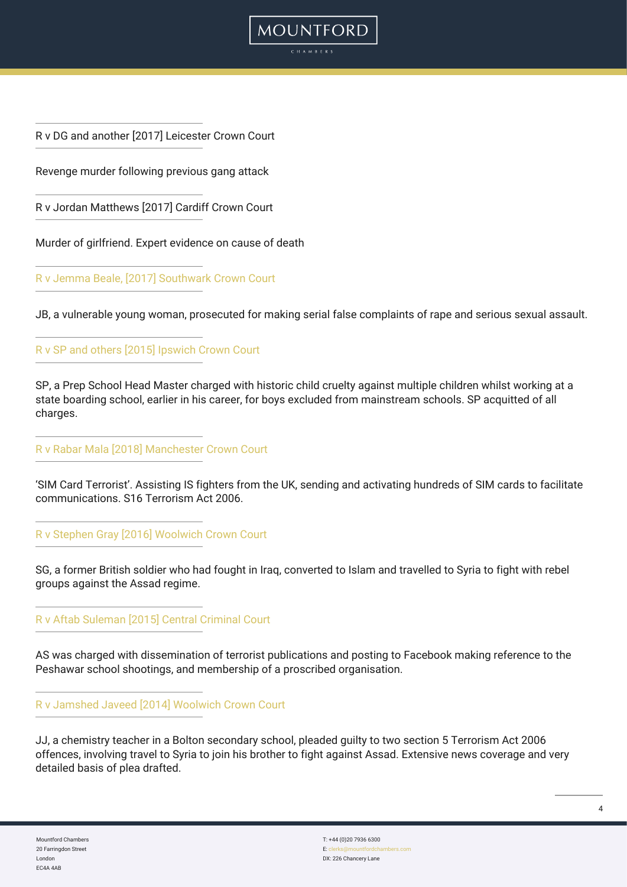### R v DG and another [2017] Leicester Crown Court

Revenge murder following previous gang attack

### R v Jordan Matthews [2017] Cardiff Crown Court

Murder of girlfriend. Expert evidence on cause of death

### R v Jemma Beale, [2017] Southwark Crown Court

JB, a vulnerable young woman, prosecuted for making serial false complaints of rape and serious sexual assault.

### R v SP and others [2015] Ipswich Crown Court

SP, a Prep School Head Master charged with historic child cruelty against multiple children whilst working at a state boarding school, earlier in his career, for boys excluded from mainstream schools. SP acquitted of all charges.

### R v Rabar Mala [2018] Manchester Crown Court

'SIM Card Terrorist'. Assisting IS fighters from the UK, sending and activating hundreds of SIM cards to facilitate communications. S16 Terrorism Act 2006.

### R v Stephen Gray [2016] Woolwich Crown Court

SG, a former British soldier who had fought in Iraq, converted to Islam and travelled to Syria to fight with rebel groups against the Assad regime.

### R v Aftab Suleman [2015] Central Criminal Court

AS was charged with dissemination of terrorist publications and posting to Facebook making reference to the Peshawar school shootings, and membership of a proscribed organisation.

### R v Jamshed Javeed [2014] Woolwich Crown Court

JJ, a chemistry teacher in a Bolton secondary school, pleaded guilty to two section 5 Terrorism Act 2006 offences, involving travel to Syria to join his brother to fight against Assad. Extensive news coverage and very detailed basis of plea drafted.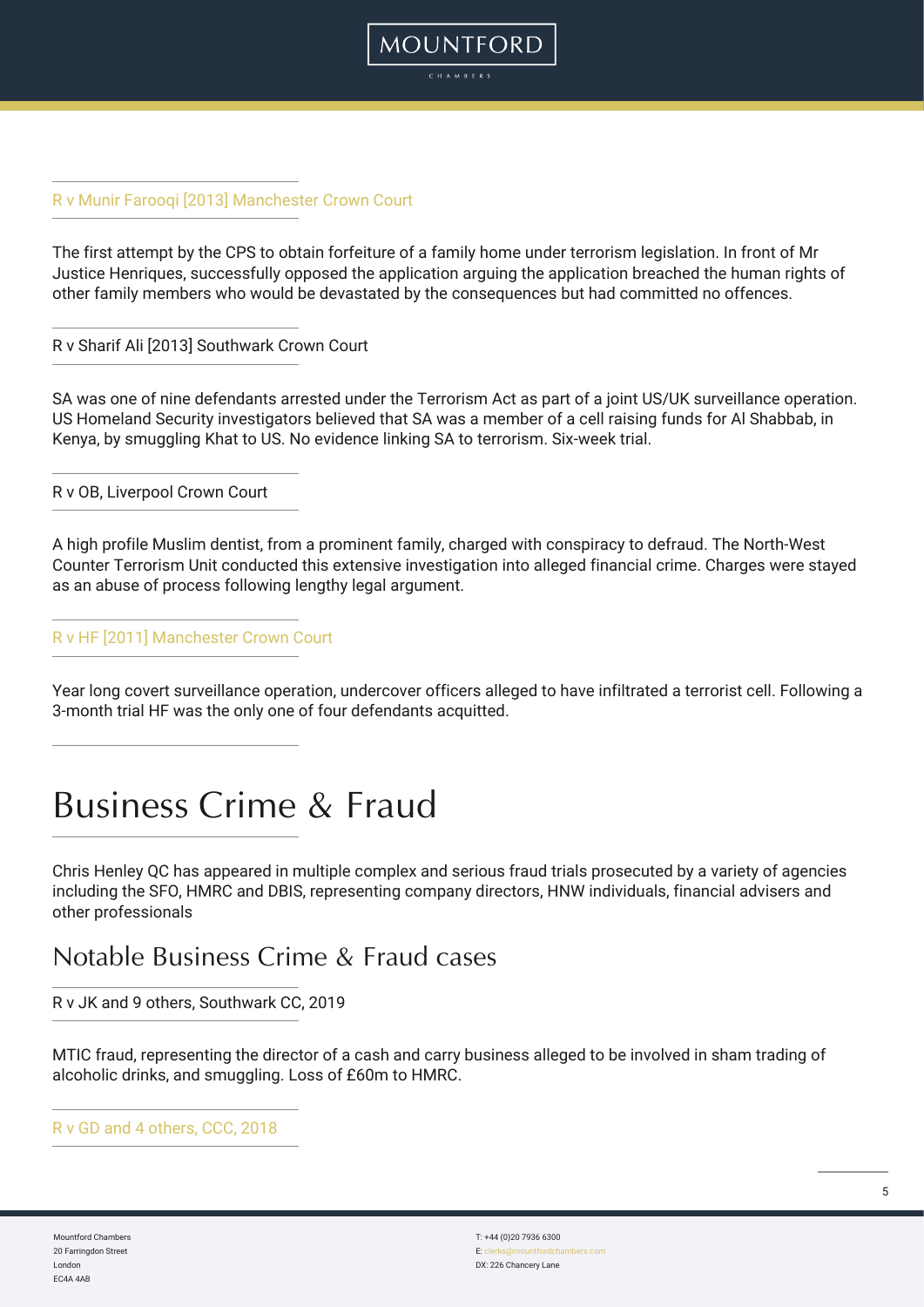### R v Munir Farooqi [2013] Manchester Crown Court

The first attempt by the CPS to obtain forfeiture of a family home under terrorism legislation. In front of Mr Justice Henriques, successfully opposed the application arguing the application breached the human rights of other family members who would be devastated by the consequences but had committed no offences.

### R v Sharif Ali [2013] Southwark Crown Court

SA was one of nine defendants arrested under the Terrorism Act as part of a joint US/UK surveillance operation. US Homeland Security investigators believed that SA was a member of a cell raising funds for Al Shabbab, in Kenya, by smuggling Khat to US. No evidence linking SA to terrorism. Six-week trial.

### R v OB, Liverpool Crown Court

A high profile Muslim dentist, from a prominent family, charged with conspiracy to defraud. The North-West Counter Terrorism Unit conducted this extensive investigation into alleged financial crime. Charges were stayed as an abuse of process following lengthy legal argument.

### R v HF [2011] Manchester Crown Court

Year long covert surveillance operation, undercover officers alleged to have infiltrated a terrorist cell. Following a 3-month trial HF was the only one of four defendants acquitted.

# Business Crime & Fraud

Chris Henley QC has appeared in multiple complex and serious fraud trials prosecuted by a variety of agencies including the SFO, HMRC and DBIS, representing company directors, HNW individuals, financial advisers and other professionals

## Notable Business Crime & Fraud cases

### R v JK and 9 others, Southwark CC, 2019

MTIC fraud, representing the director of a cash and carry business alleged to be involved in sham trading of alcoholic drinks, and smuggling. Loss of £60m to HMRC.

### R v GD and 4 others, CCC, 2018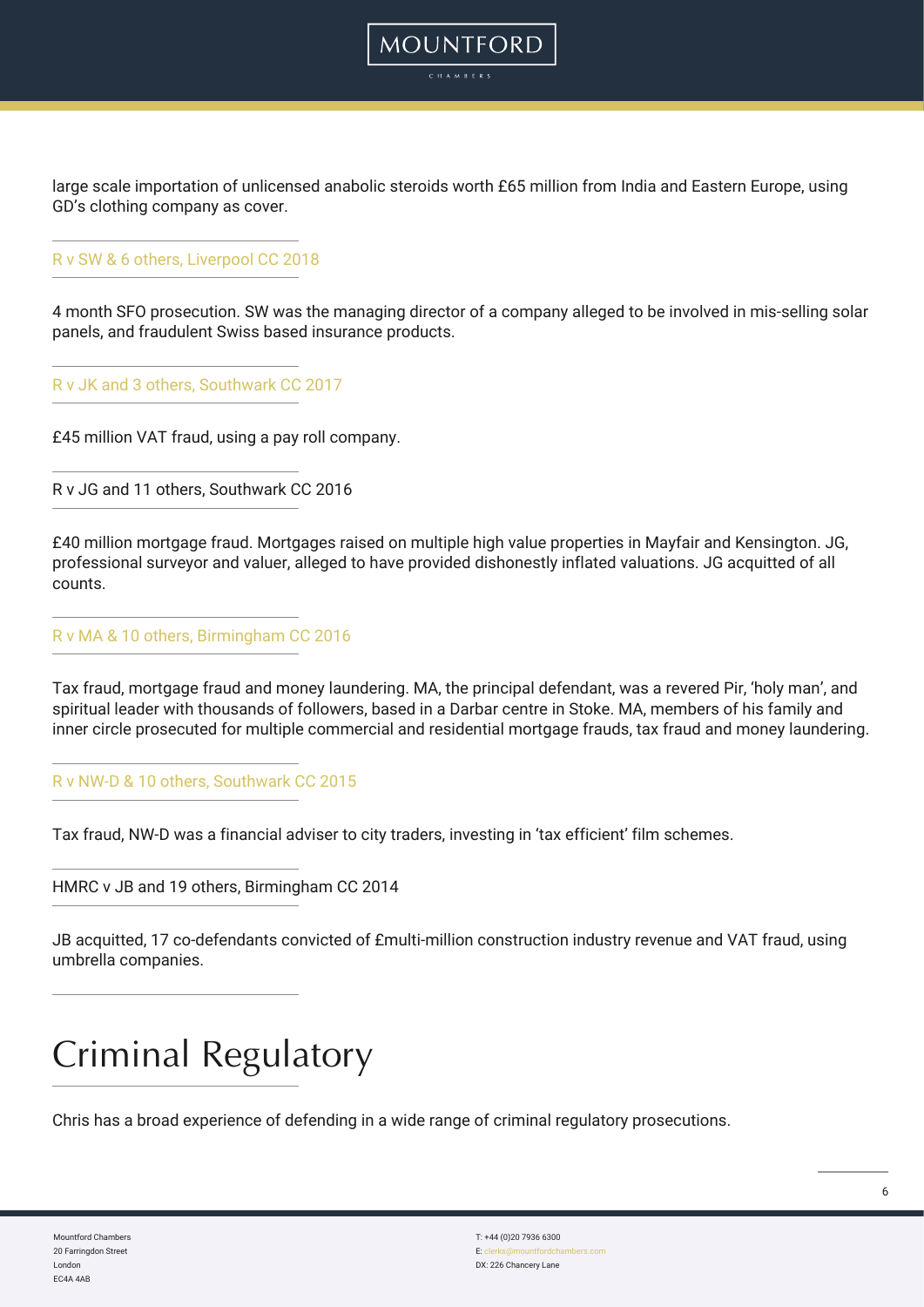large scale importation of unlicensed anabolic steroids worth £65 million from India and Eastern Europe, using GD's clothing company as cover.

### R v SW & 6 others, Liverpool CC 2018

4 month SFO prosecution. SW was the managing director of a company alleged to be involved in mis-selling solar panels, and fraudulent Swiss based insurance products.

### R v JK and 3 others, Southwark CC 2017

£45 million VAT fraud, using a pay roll company.

### R v JG and 11 others, Southwark CC 2016

£40 million mortgage fraud. Mortgages raised on multiple high value properties in Mayfair and Kensington. JG, professional surveyor and valuer, alleged to have provided dishonestly inflated valuations. JG acquitted of all counts.

### R v MA & 10 others, Birmingham CC 2016

Tax fraud, mortgage fraud and money laundering. MA, the principal defendant, was a revered Pir, 'holy man', and spiritual leader with thousands of followers, based in a Darbar centre in Stoke. MA, members of his family and inner circle prosecuted for multiple commercial and residential mortgage frauds, tax fraud and money laundering.

### R v NW-D & 10 others, Southwark CC 2015

Tax fraud, NW-D was a financial adviser to city traders, investing in 'tax efficient' film schemes.

### HMRC v JB and 19 others, Birmingham CC 2014

JB acquitted, 17 co-defendants convicted of £multi-million construction industry revenue and VAT fraud, using umbrella companies.

# Criminal Regulatory

Chris has a broad experience of defending in a wide range of criminal regulatory prosecutions.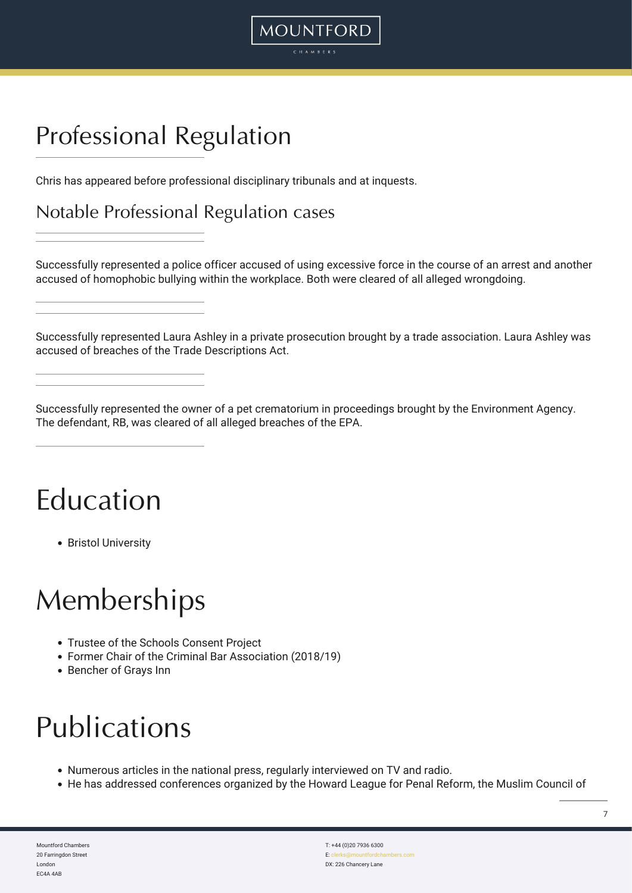# Professional Regulation

Chris has appeared before professional disciplinary tribunals and at inquests.

## Notable Professional Regulation cases

Successfully represented a police officer accused of using excessive force in the course of an arrest and another accused of homophobic bullying within the workplace. Both were cleared of all alleged wrongdoing.

Successfully represented Laura Ashley in a private prosecution brought by a trade association. Laura Ashley was accused of breaches of the Trade Descriptions Act.

Successfully represented the owner of a pet crematorium in proceedings brought by the Environment Agency. The defendant, RB, was cleared of all alleged breaches of the EPA.

# Education

- Bristol University

# Memberships

- Trustee of the Schools Consent Project
- Former Chair of the Criminal Bar Association (2018/19)
- Bencher of Grays Inn

# Publications

- Numerous articles in the national press, regularly interviewed on TV and radio.
- He has addressed conferences organized by the Howard League for Penal Reform, the Muslim Council of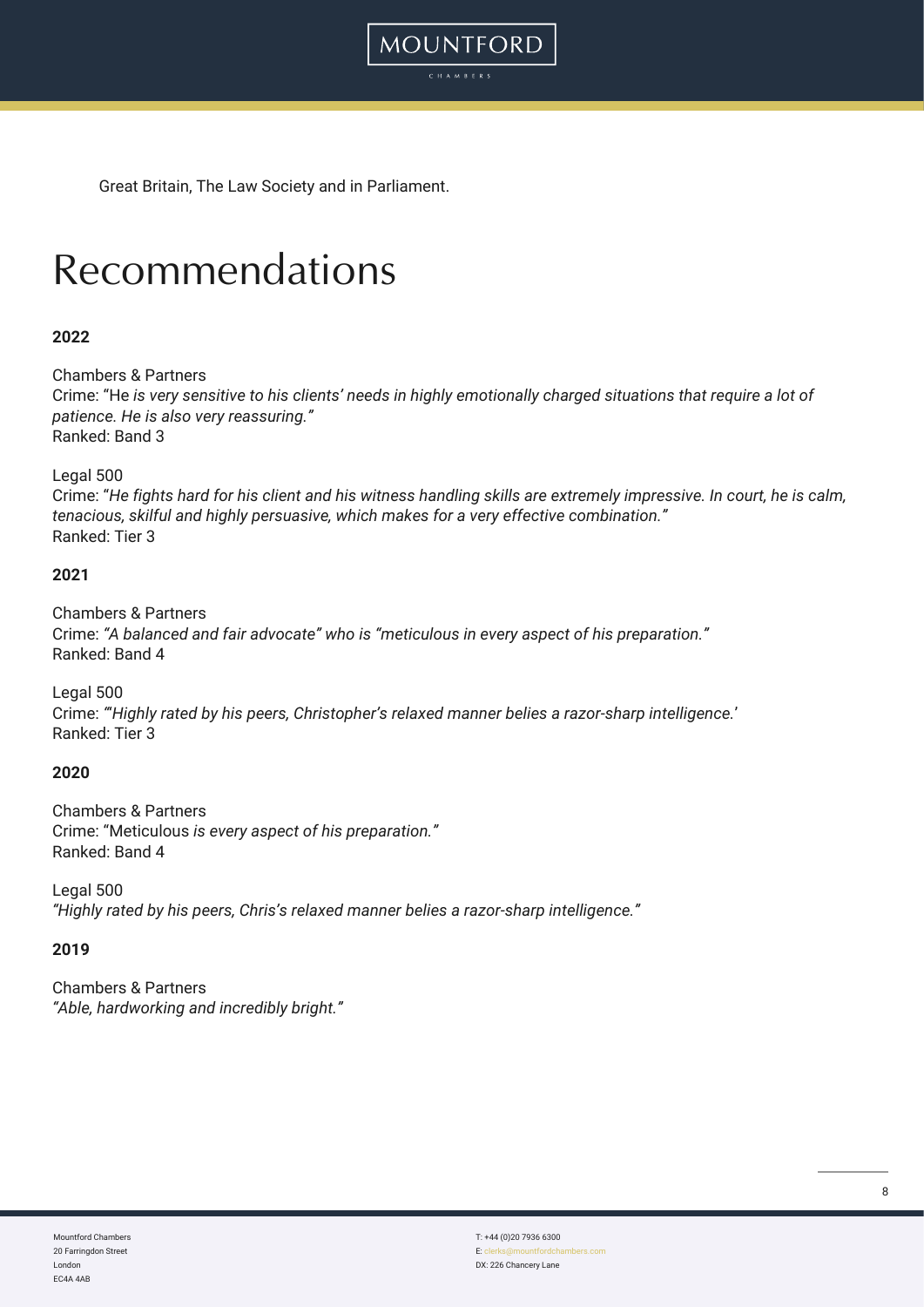Great Britain, The Law Society and in Parliament.

# Recommendations

**2022**

Chambers & Partners
Crime: "He *is very sensitive to his clients' needs in highly emotionally charged situations that require a lot of patience. He is also very reassuring."*
Ranked: Band 3

Legal 500
Crime: "*He fights hard for his client and his witness handling skills are extremely impressive. In court, he is calm, tenacious, skilful and highly persuasive, which makes for a very effective combination."*
Ranked: Tier 3

**2021**

Chambers & Partners
Crime: *"A balanced and fair advocate" who is "meticulous in every aspect of his preparation."*
Ranked: Band 4

Legal 500
Crime: *"'Highly rated by his peers, Christopher's relaxed manner belies a razor-sharp intelligence.'*
Ranked: Tier 3

**2020**

Chambers & Partners
Crime: "Meticulous *is every aspect of his preparation."*
Ranked: Band 4

Legal 500
*"Highly rated by his peers, Chris's relaxed manner belies a razor-sharp intelligence."*

**2019**

Chambers & Partners
*"Able, hardworking and incredibly bright."*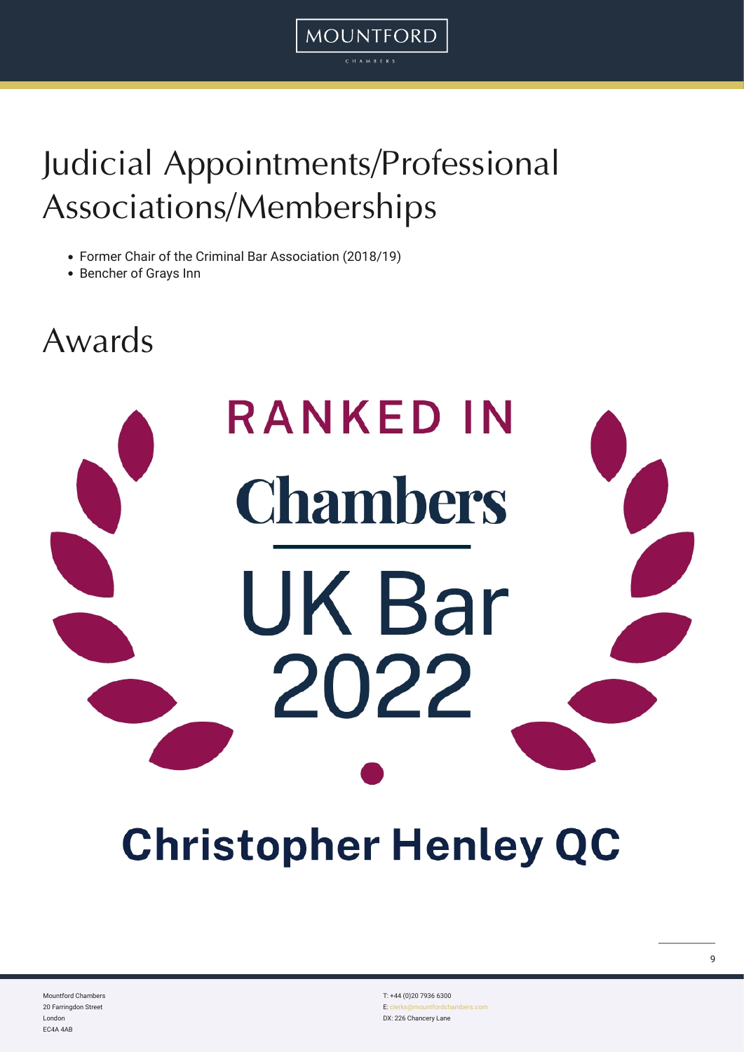# Judicial Appointments/Professional Associations/Memberships

- Former Chair of the Criminal Bar Association (2018/19)
- Bencher of Grays Inn

# Awards

RANKED IN

Chambers

UK Bar 2022

Christopher Henley QC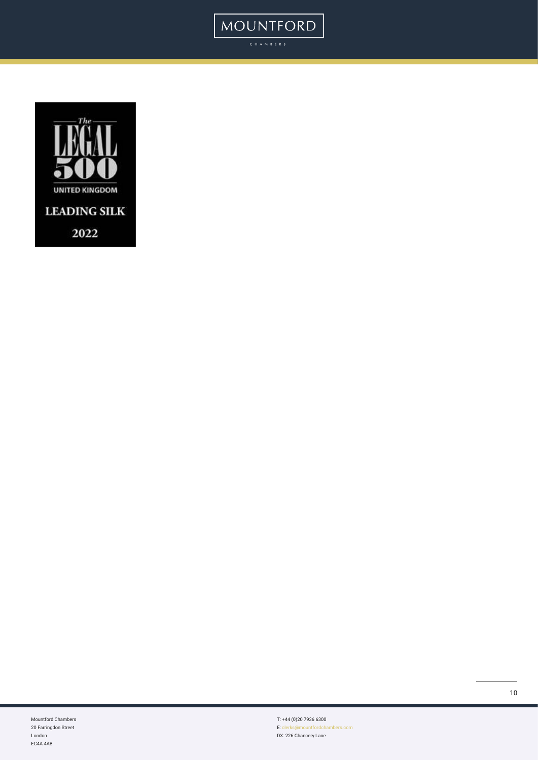The LEGAL 500

UNITED KINGDOM

LEADING SILK

2022